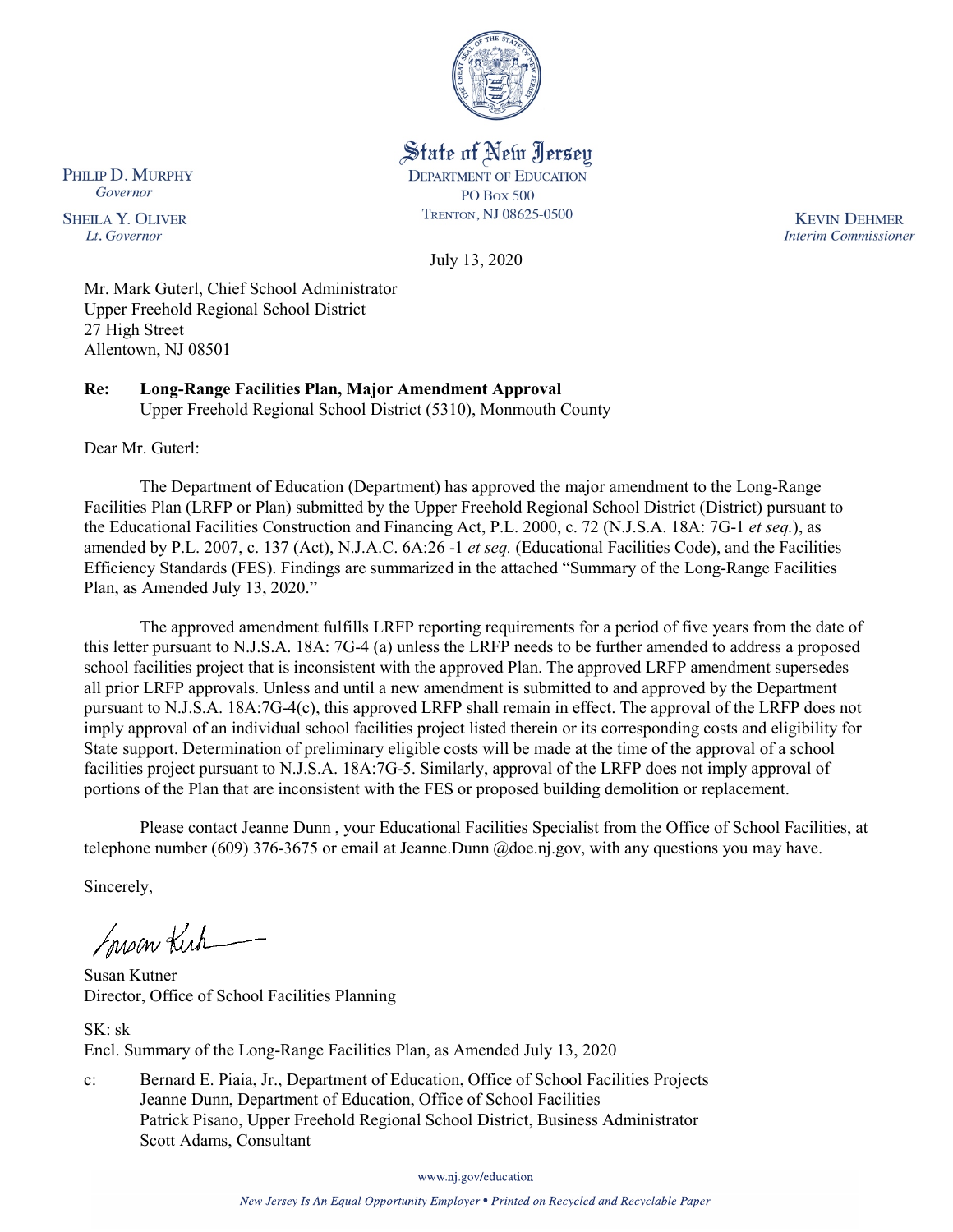State of New Jersey
DEPARTMENT OF EDUCATION
PO BOX 500
TRENTON, NJ 08625-0500

PHILIP D. MURPHY
*Governor*

SHEILA Y. OLIVER
*Lt. Governor*

KEVIN DEHMER
*Interim Commissioner*

July 13, 2020

Mr. Mark Guterl, Chief School Administrator
Upper Freehold Regional School District
27 High Street
Allentown, NJ 08501

**Re: Long-Range Facilities Plan, Major Amendment Approval**
Upper Freehold Regional School District (5310), Monmouth County

Dear Mr. Guterl:

The Department of Education (Department) has approved the major amendment to the Long-Range Facilities Plan (LRFP or Plan) submitted by the Upper Freehold Regional School District (District) pursuant to the Educational Facilities Construction and Financing Act, P.L. 2000, c. 72 (N.J.S.A. 18A: 7G-1 *et seq.*), as amended by P.L. 2007, c. 137 (Act), N.J.A.C. 6A:26 -1 *et seq.* (Educational Facilities Code), and the Facilities Efficiency Standards (FES). Findings are summarized in the attached "Summary of the Long-Range Facilities Plan, as Amended July 13, 2020."

The approved amendment fulfills LRFP reporting requirements for a period of five years from the date of this letter pursuant to N.J.S.A. 18A: 7G-4 (a) unless the LRFP needs to be further amended to address a proposed school facilities project that is inconsistent with the approved Plan. The approved LRFP amendment supersedes all prior LRFP approvals. Unless and until a new amendment is submitted to and approved by the Department pursuant to N.J.S.A. 18A:7G-4(c), this approved LRFP shall remain in effect. The approval of the LRFP does not imply approval of an individual school facilities project listed therein or its corresponding costs and eligibility for State support. Determination of preliminary eligible costs will be made at the time of the approval of a school facilities project pursuant to N.J.S.A. 18A:7G-5. Similarly, approval of the LRFP does not imply approval of portions of the Plan that are inconsistent with the FES or proposed building demolition or replacement.

Please contact Jeanne Dunn , your Educational Facilities Specialist from the Office of School Facilities, at telephone number (609) 376-3675 or email at Jeanne.Dunn @doe.nj.gov, with any questions you may have.

Sincerely,

Susan Kutner
Director, Office of School Facilities Planning

SK: sk
Encl. Summary of the Long-Range Facilities Plan, as Amended July 13, 2020

c: Bernard E. Piaia, Jr., Department of Education, Office of School Facilities Projects
Jeanne Dunn, Department of Education, Office of School Facilities
Patrick Pisano, Upper Freehold Regional School District, Business Administrator
Scott Adams, Consultant

www.nj.gov/education

*New Jersey Is An Equal Opportunity Employer • Printed on Recycled and Recyclable Paper*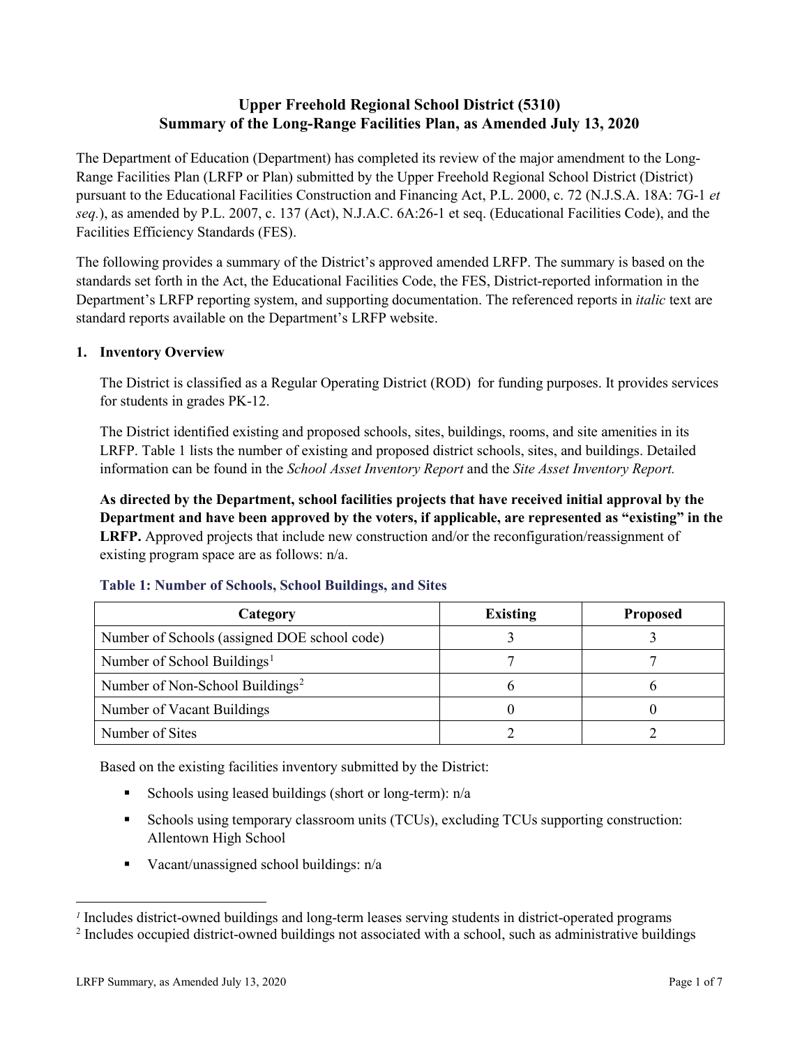# Upper Freehold Regional School District (5310)
# Summary of the Long-Range Facilities Plan, as Amended July 13, 2020

The Department of Education (Department) has completed its review of the major amendment to the Long-Range Facilities Plan (LRFP or Plan) submitted by the Upper Freehold Regional School District (District) pursuant to the Educational Facilities Construction and Financing Act, P.L. 2000, c. 72 (N.J.S.A. 18A: 7G-1 *et seq.*), as amended by P.L. 2007, c. 137 (Act), N.J.A.C. 6A:26-1 et seq. (Educational Facilities Code), and the Facilities Efficiency Standards (FES).

The following provides a summary of the District's approved amended LRFP. The summary is based on the standards set forth in the Act, the Educational Facilities Code, the FES, District-reported information in the Department's LRFP reporting system, and supporting documentation. The referenced reports in *italic* text are standard reports available on the Department's LRFP website.

## 1. Inventory Overview

The District is classified as a Regular Operating District (ROD) for funding purposes. It provides services for students in grades PK-12.

The District identified existing and proposed schools, sites, buildings, rooms, and site amenities in its LRFP. Table 1 lists the number of existing and proposed district schools, sites, and buildings. Detailed information can be found in the *School Asset Inventory Report* and the *Site Asset Inventory Report.*

**As directed by the Department, school facilities projects that have received initial approval by the Department and have been approved by the voters, if applicable, are represented as "existing" in the LRFP.** Approved projects that include new construction and/or the reconfiguration/reassignment of existing program space are as follows: n/a.

### Table 1: Number of Schools, School Buildings, and Sites

| Category | Existing | Proposed |
| --- | --- | --- |
| Number of Schools (assigned DOE school code) | 3 | 3 |
| Number of School Buildings[1] | 7 | 7 |
| Number of Non-School Buildings[2] | 6 | 6 |
| Number of Vacant Buildings | 0 | 0 |
| Number of Sites | 2 | 2 |

Based on the existing facilities inventory submitted by the District:

- Schools using leased buildings (short or long-term): n/a
- Schools using temporary classroom units (TCUs), excluding TCUs supporting construction: Allentown High School
- Vacant/unassigned school buildings: n/a

[1] Includes district-owned buildings and long-term leases serving students in district-operated programs

[2] Includes occupied district-owned buildings not associated with a school, such as administrative buildings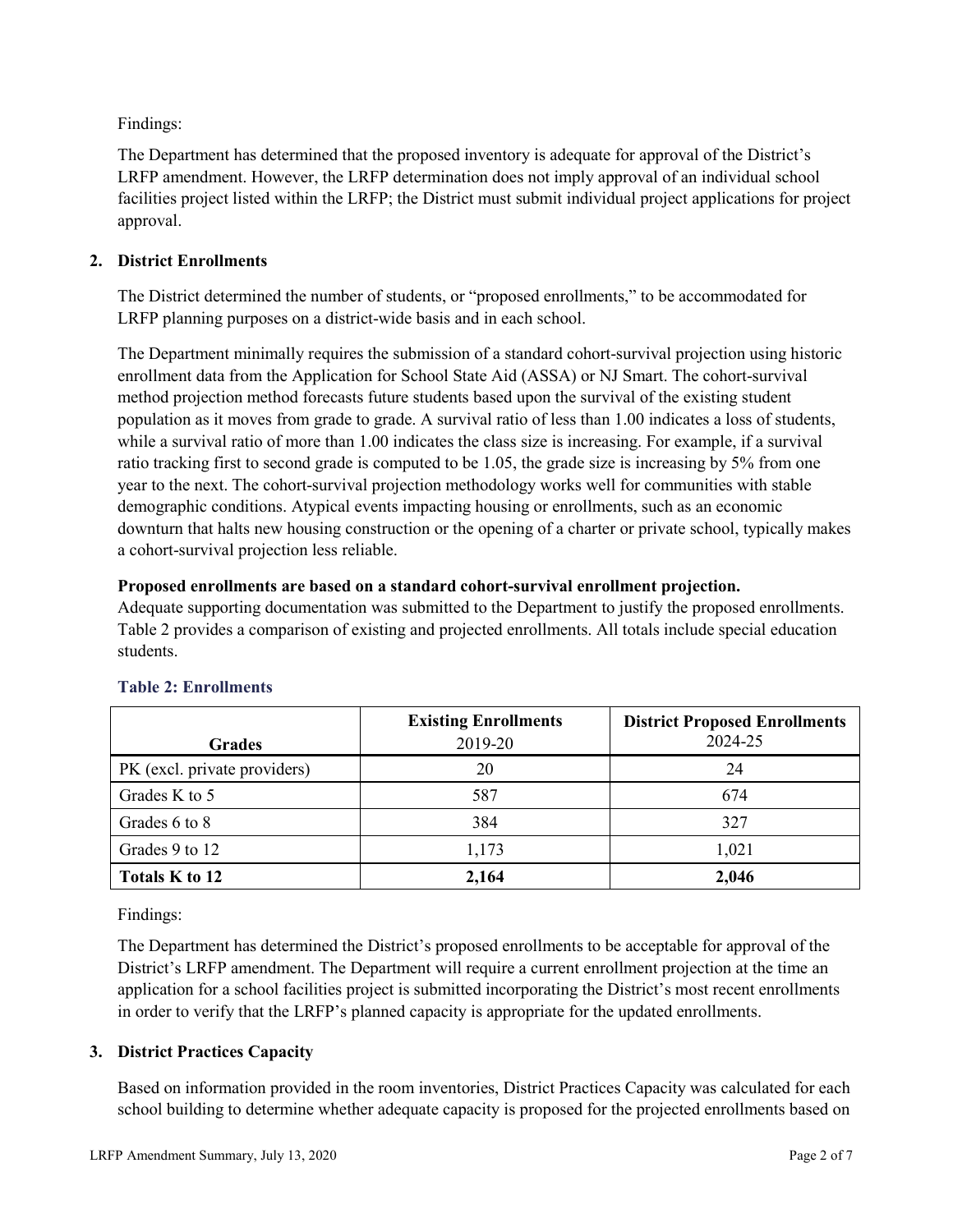Findings:

The Department has determined that the proposed inventory is adequate for approval of the District's LRFP amendment. However, the LRFP determination does not imply approval of an individual school facilities project listed within the LRFP; the District must submit individual project applications for project approval.

## 2. District Enrollments

The District determined the number of students, or "proposed enrollments," to be accommodated for LRFP planning purposes on a district-wide basis and in each school.

The Department minimally requires the submission of a standard cohort-survival projection using historic enrollment data from the Application for School State Aid (ASSA) or NJ Smart. The cohort-survival method projection method forecasts future students based upon the survival of the existing student population as it moves from grade to grade. A survival ratio of less than 1.00 indicates a loss of students, while a survival ratio of more than 1.00 indicates the class size is increasing. For example, if a survival ratio tracking first to second grade is computed to be 1.05, the grade size is increasing by 5% from one year to the next. The cohort-survival projection methodology works well for communities with stable demographic conditions. Atypical events impacting housing or enrollments, such as an economic downturn that halts new housing construction or the opening of a charter or private school, typically makes a cohort-survival projection less reliable.

**Proposed enrollments are based on a standard cohort-survival enrollment projection.**
Adequate supporting documentation was submitted to the Department to justify the proposed enrollments. Table 2 provides a comparison of existing and projected enrollments. All totals include special education students.

### Table 2: Enrollments

| Grades | Existing Enrollments 2019-20 | District Proposed Enrollments 2024-25 |
|---|---|---|
| PK (excl. private providers) | 20 | 24 |
| Grades K to 5 | 587 | 674 |
| Grades 6 to 8 | 384 | 327 |
| Grades 9 to 12 | 1,173 | 1,021 |
| **Totals K to 12** | **2,164** | **2,046** |

Findings:

The Department has determined the District's proposed enrollments to be acceptable for approval of the District's LRFP amendment. The Department will require a current enrollment projection at the time an application for a school facilities project is submitted incorporating the District's most recent enrollments in order to verify that the LRFP's planned capacity is appropriate for the updated enrollments.

## 3. District Practices Capacity

Based on information provided in the room inventories, District Practices Capacity was calculated for each school building to determine whether adequate capacity is proposed for the projected enrollments based on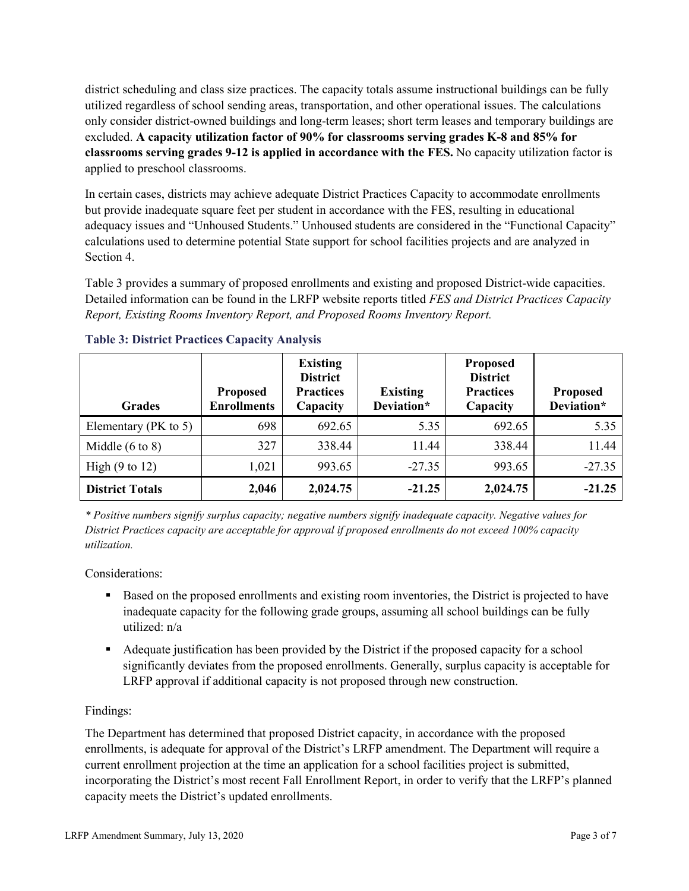district scheduling and class size practices. The capacity totals assume instructional buildings can be fully utilized regardless of school sending areas, transportation, and other operational issues. The calculations only consider district-owned buildings and long-term leases; short term leases and temporary buildings are excluded. **A capacity utilization factor of 90% for classrooms serving grades K-8 and 85% for classrooms serving grades 9-12 is applied in accordance with the FES.** No capacity utilization factor is applied to preschool classrooms.

In certain cases, districts may achieve adequate District Practices Capacity to accommodate enrollments but provide inadequate square feet per student in accordance with the FES, resulting in educational adequacy issues and "Unhoused Students." Unhoused students are considered in the "Functional Capacity" calculations used to determine potential State support for school facilities projects and are analyzed in Section 4.

Table 3 provides a summary of proposed enrollments and existing and proposed District-wide capacities. Detailed information can be found in the LRFP website reports titled *FES and District Practices Capacity Report, Existing Rooms Inventory Report, and Proposed Rooms Inventory Report.*

### Table 3: District Practices Capacity Analysis

| Grades | Proposed Enrollments | Existing District Practices Capacity | Existing Deviation* | Proposed District Practices Capacity | Proposed Deviation* |
|---|---|---|---|---|---|
| Elementary (PK to 5) | 698 | 692.65 | 5.35 | 692.65 | 5.35 |
| Middle (6 to 8) | 327 | 338.44 | 11.44 | 338.44 | 11.44 |
| High (9 to 12) | 1,021 | 993.65 | -27.35 | 993.65 | -27.35 |
| **District Totals** | **2,046** | **2,024.75** | **-21.25** | **2,024.75** | **-21.25** |

*\* Positive numbers signify surplus capacity; negative numbers signify inadequate capacity. Negative values for District Practices capacity are acceptable for approval if proposed enrollments do not exceed 100% capacity utilization.*

Considerations:

- Based on the proposed enrollments and existing room inventories, the District is projected to have inadequate capacity for the following grade groups, assuming all school buildings can be fully utilized: n/a
- Adequate justification has been provided by the District if the proposed capacity for a school significantly deviates from the proposed enrollments. Generally, surplus capacity is acceptable for LRFP approval if additional capacity is not proposed through new construction.

Findings:

The Department has determined that proposed District capacity, in accordance with the proposed enrollments, is adequate for approval of the District's LRFP amendment. The Department will require a current enrollment projection at the time an application for a school facilities project is submitted, incorporating the District's most recent Fall Enrollment Report, in order to verify that the LRFP's planned capacity meets the District's updated enrollments.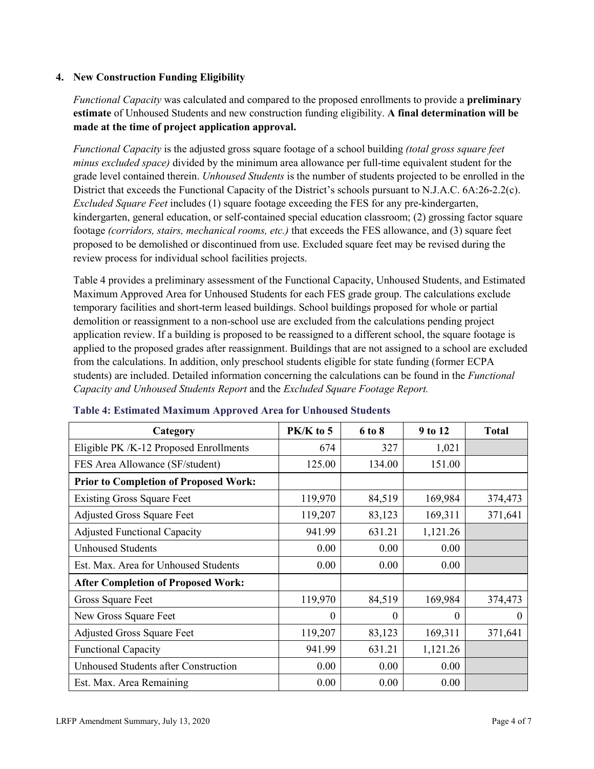### 4. New Construction Funding Eligibility

*Functional Capacity* was calculated and compared to the proposed enrollments to provide a **preliminary estimate** of Unhoused Students and new construction funding eligibility. **A final determination will be made at the time of project application approval.**

*Functional Capacity* is the adjusted gross square footage of a school building *(total gross square feet minus excluded space)* divided by the minimum area allowance per full-time equivalent student for the grade level contained therein. *Unhoused Students* is the number of students projected to be enrolled in the District that exceeds the Functional Capacity of the District's schools pursuant to N.J.A.C. 6A:26-2.2(c). *Excluded Square Feet* includes (1) square footage exceeding the FES for any pre-kindergarten, kindergarten, general education, or self-contained special education classroom; (2) grossing factor square footage *(corridors, stairs, mechanical rooms, etc.)* that exceeds the FES allowance, and (3) square feet proposed to be demolished or discontinued from use. Excluded square feet may be revised during the review process for individual school facilities projects.

Table 4 provides a preliminary assessment of the Functional Capacity, Unhoused Students, and Estimated Maximum Approved Area for Unhoused Students for each FES grade group. The calculations exclude temporary facilities and short-term leased buildings. School buildings proposed for whole or partial demolition or reassignment to a non-school use are excluded from the calculations pending project application review. If a building is proposed to be reassigned to a different school, the square footage is applied to the proposed grades after reassignment. Buildings that are not assigned to a school are excluded from the calculations. In addition, only preschool students eligible for state funding (former ECPA students) are included. Detailed information concerning the calculations can be found in the *Functional Capacity and Unhoused Students Report* and the *Excluded Square Footage Report.*

**Table 4: Estimated Maximum Approved Area for Unhoused Students**

| Category | PK/K to 5 | 6 to 8 | 9 to 12 | Total |
|---|---|---|---|---|
| Eligible PK /K-12 Proposed Enrollments | 674 | 327 | 1,021 | |
| FES Area Allowance (SF/student) | 125.00 | 134.00 | 151.00 | |
| **Prior to Completion of Proposed Work:** | | | | |
| Existing Gross Square Feet | 119,970 | 84,519 | 169,984 | 374,473 |
| Adjusted Gross Square Feet | 119,207 | 83,123 | 169,311 | 371,641 |
| Adjusted Functional Capacity | 941.99 | 631.21 | 1,121.26 | |
| Unhoused Students | 0.00 | 0.00 | 0.00 | |
| Est. Max. Area for Unhoused Students | 0.00 | 0.00 | 0.00 | |
| **After Completion of Proposed Work:** | | | | |
| Gross Square Feet | 119,970 | 84,519 | 169,984 | 374,473 |
| New Gross Square Feet | 0 | 0 | 0 | 0 |
| Adjusted Gross Square Feet | 119,207 | 83,123 | 169,311 | 371,641 |
| Functional Capacity | 941.99 | 631.21 | 1,121.26 | |
| Unhoused Students after Construction | 0.00 | 0.00 | 0.00 | |
| Est. Max. Area Remaining | 0.00 | 0.00 | 0.00 | |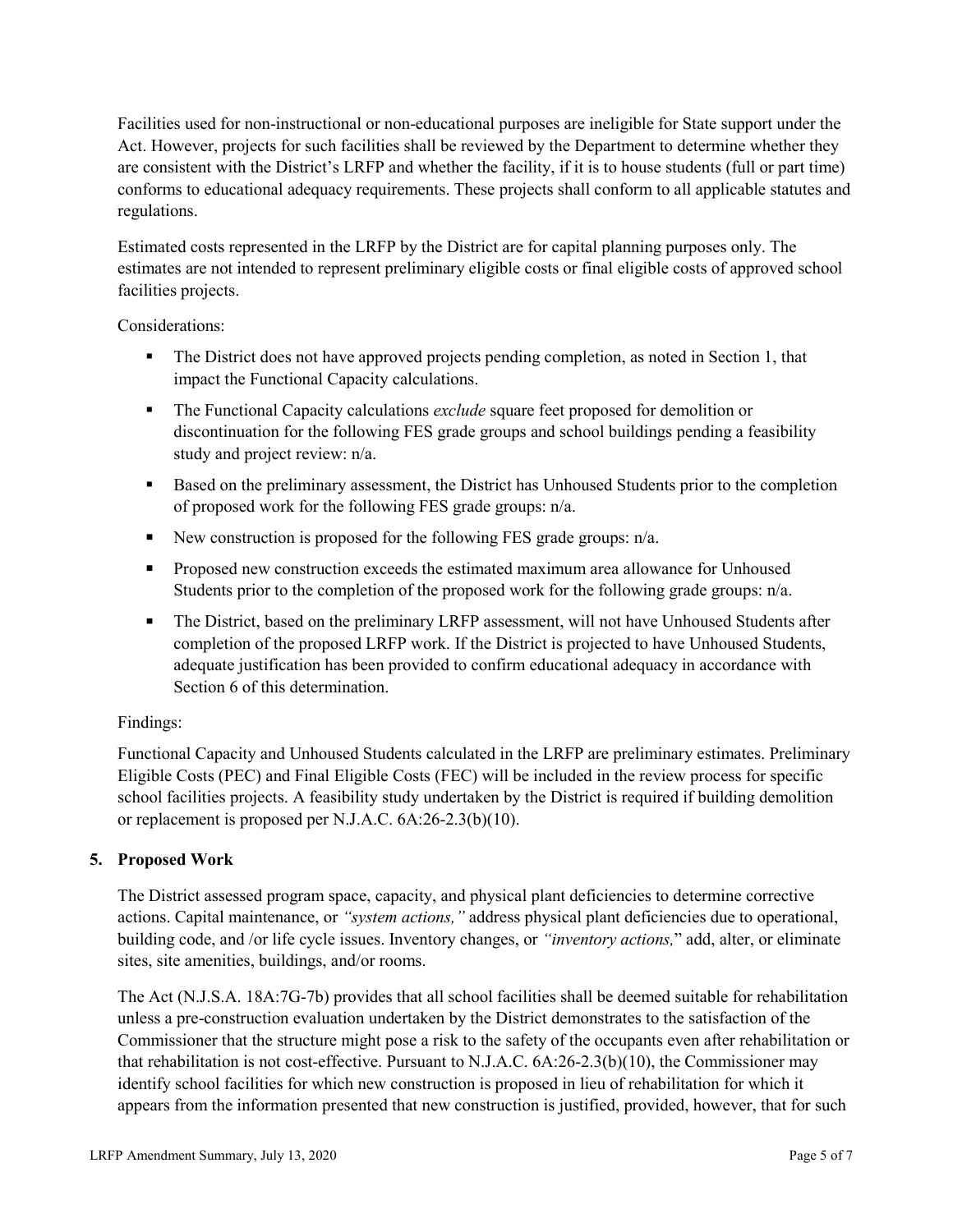Facilities used for non-instructional or non-educational purposes are ineligible for State support under the Act. However, projects for such facilities shall be reviewed by the Department to determine whether they are consistent with the District's LRFP and whether the facility, if it is to house students (full or part time) conforms to educational adequacy requirements. These projects shall conform to all applicable statutes and regulations.

Estimated costs represented in the LRFP by the District are for capital planning purposes only. The estimates are not intended to represent preliminary eligible costs or final eligible costs of approved school facilities projects.

Considerations:

- The District does not have approved projects pending completion, as noted in Section 1, that impact the Functional Capacity calculations.
- The Functional Capacity calculations *exclude* square feet proposed for demolition or discontinuation for the following FES grade groups and school buildings pending a feasibility study and project review: n/a.
- Based on the preliminary assessment, the District has Unhoused Students prior to the completion of proposed work for the following FES grade groups: n/a.
- New construction is proposed for the following FES grade groups: n/a.
- Proposed new construction exceeds the estimated maximum area allowance for Unhoused Students prior to the completion of the proposed work for the following grade groups: n/a.
- The District, based on the preliminary LRFP assessment, will not have Unhoused Students after completion of the proposed LRFP work. If the District is projected to have Unhoused Students, adequate justification has been provided to confirm educational adequacy in accordance with Section 6 of this determination.

Findings:

Functional Capacity and Unhoused Students calculated in the LRFP are preliminary estimates. Preliminary Eligible Costs (PEC) and Final Eligible Costs (FEC) will be included in the review process for specific school facilities projects. A feasibility study undertaken by the District is required if building demolition or replacement is proposed per N.J.A.C. 6A:26-2.3(b)(10).

## 5. Proposed Work

The District assessed program space, capacity, and physical plant deficiencies to determine corrective actions. Capital maintenance, or *"system actions,"* address physical plant deficiencies due to operational, building code, and /or life cycle issues. Inventory changes, or *"inventory actions,"* add, alter, or eliminate sites, site amenities, buildings, and/or rooms.

The Act (N.J.S.A. 18A:7G-7b) provides that all school facilities shall be deemed suitable for rehabilitation unless a pre-construction evaluation undertaken by the District demonstrates to the satisfaction of the Commissioner that the structure might pose a risk to the safety of the occupants even after rehabilitation or that rehabilitation is not cost-effective. Pursuant to N.J.A.C. 6A:26-2.3(b)(10), the Commissioner may identify school facilities for which new construction is proposed in lieu of rehabilitation for which it appears from the information presented that new construction is justified, provided, however, that for such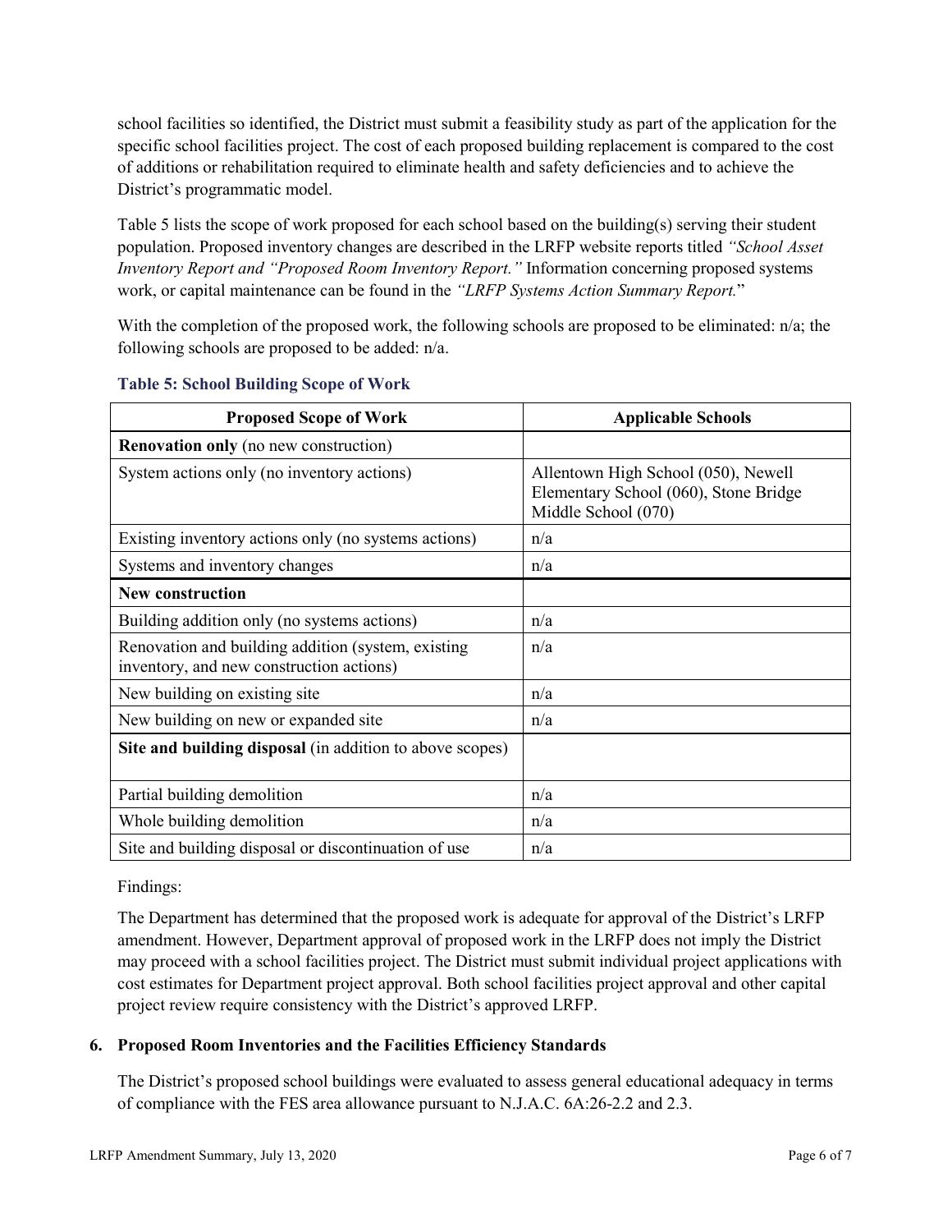school facilities so identified, the District must submit a feasibility study as part of the application for the specific school facilities project. The cost of each proposed building replacement is compared to the cost of additions or rehabilitation required to eliminate health and safety deficiencies and to achieve the District's programmatic model.

Table 5 lists the scope of work proposed for each school based on the building(s) serving their student population. Proposed inventory changes are described in the LRFP website reports titled *"School Asset Inventory Report and "Proposed Room Inventory Report."* Information concerning proposed systems work, or capital maintenance can be found in the *"LRFP Systems Action Summary Report."*

With the completion of the proposed work, the following schools are proposed to be eliminated: n/a; the following schools are proposed to be added: n/a.

**Table 5: School Building Scope of Work**

| Proposed Scope of Work | Applicable Schools |
|---|---|
| **Renovation only** (no new construction) | |
| System actions only (no inventory actions) | Allentown High School (050), Newell Elementary School (060), Stone Bridge Middle School (070) |
| Existing inventory actions only (no systems actions) | n/a |
| Systems and inventory changes | n/a |
| **New construction** | |
| Building addition only (no systems actions) | n/a |
| Renovation and building addition (system, existing inventory, and new construction actions) | n/a |
| New building on existing site | n/a |
| New building on new or expanded site | n/a |
| **Site and building disposal** (in addition to above scopes) | |
| Partial building demolition | n/a |
| Whole building demolition | n/a |
| Site and building disposal or discontinuation of use | n/a |

Findings:

The Department has determined that the proposed work is adequate for approval of the District's LRFP amendment. However, Department approval of proposed work in the LRFP does not imply the District may proceed with a school facilities project. The District must submit individual project applications with cost estimates for Department project approval. Both school facilities project approval and other capital project review require consistency with the District's approved LRFP.

## 6. Proposed Room Inventories and the Facilities Efficiency Standards

The District's proposed school buildings were evaluated to assess general educational adequacy in terms of compliance with the FES area allowance pursuant to N.J.A.C. 6A:26-2.2 and 2.3.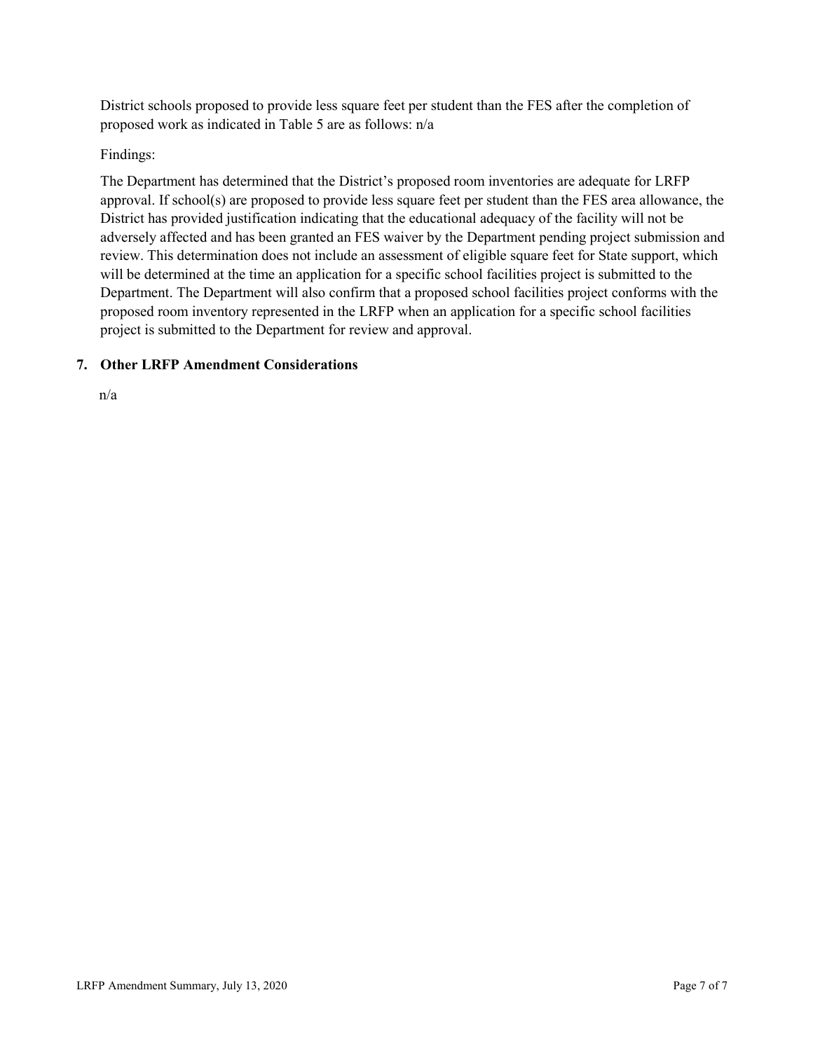District schools proposed to provide less square feet per student than the FES after the completion of proposed work as indicated in Table 5 are as follows: n/a

Findings:

The Department has determined that the District's proposed room inventories are adequate for LRFP approval. If school(s) are proposed to provide less square feet per student than the FES area allowance, the District has provided justification indicating that the educational adequacy of the facility will not be adversely affected and has been granted an FES waiver by the Department pending project submission and review. This determination does not include an assessment of eligible square feet for State support, which will be determined at the time an application for a specific school facilities project is submitted to the Department. The Department will also confirm that a proposed school facilities project conforms with the proposed room inventory represented in the LRFP when an application for a specific school facilities project is submitted to the Department for review and approval.

## 7. Other LRFP Amendment Considerations

n/a